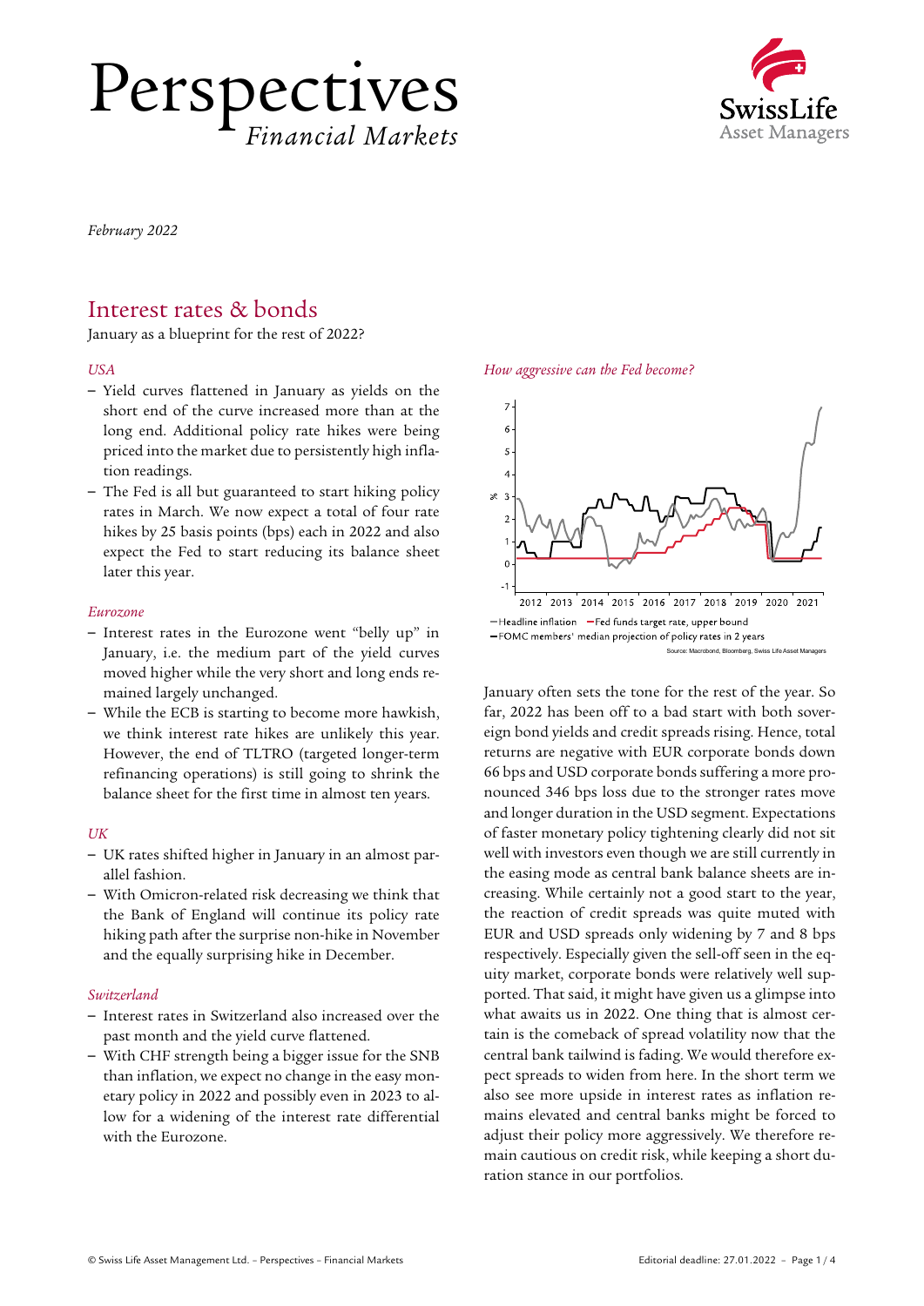# Perspectives
*Financial Markets*

*February 2022*

## Interest rates & bonds

January as a blueprint for the rest of 2022?

### *USA*

- Yield curves flattened in January as yields on the short end of the curve increased more than at the long end. Additional policy rate hikes were being priced into the market due to persistently high inflation readings.
- The Fed is all but guaranteed to start hiking policy rates in March. We now expect a total of four rate hikes by 25 basis points (bps) each in 2022 and also expect the Fed to start reducing its balance sheet later this year.

### *Eurozone*

- Interest rates in the Eurozone went "belly up" in January, i.e. the medium part of the yield curves moved higher while the very short and long ends remained largely unchanged.
- While the ECB is starting to become more hawkish, we think interest rate hikes are unlikely this year. However, the end of TLTRO (targeted longer-term refinancing operations) is still going to shrink the balance sheet for the first time in almost ten years.

### *UK*

- UK rates shifted higher in January in an almost parallel fashion.
- With Omicron-related risk decreasing we think that the Bank of England will continue its policy rate hiking path after the surprise non-hike in November and the equally surprising hike in December.

### *Switzerland*

- Interest rates in Switzerland also increased over the past month and the yield curve flattened.
- With CHF strength being a bigger issue for the SNB than inflation, we expect no change in the easy monetary policy in 2022 and possibly even in 2023 to allow for a widening of the interest rate differential with the Eurozone.

*How aggressive can the Fed become?*

— Headline inflation — Fed funds target rate, upper bound
— FOMC members' median projection of policy rates in 2 years

Source: Macrobond, Bloomberg, Swiss Life Asset Managers

January often sets the tone for the rest of the year. So far, 2022 has been off to a bad start with both sovereign bond yields and credit spreads rising. Hence, total returns are negative with EUR corporate bonds down 66 bps and USD corporate bonds suffering a more pronounced 346 bps loss due to the stronger rates move and longer duration in the USD segment. Expectations of faster monetary policy tightening clearly did not sit well with investors even though we are still currently in the easing mode as central bank balance sheets are increasing. While certainly not a good start to the year, the reaction of credit spreads was quite muted with EUR and USD spreads only widening by 7 and 8 bps respectively. Especially given the sell-off seen in the equity market, corporate bonds were relatively well supported. That said, it might have given us a glimpse into what awaits us in 2022. One thing that is almost certain is the comeback of spread volatility now that the central bank tailwind is fading. We would therefore expect spreads to widen from here. In the short term we also see more upside in interest rates as inflation remains elevated and central banks might be forced to adjust their policy more aggressively. We therefore remain cautious on credit risk, while keeping a short duration stance in our portfolios.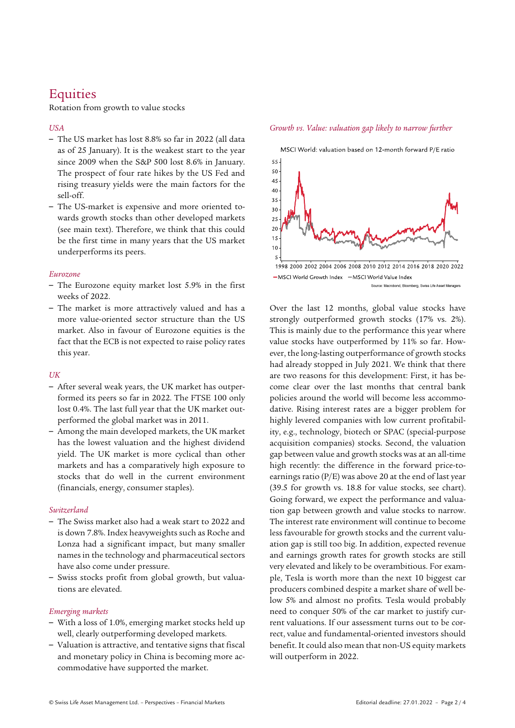# Equities

Rotation from growth to value stocks

*USA*

- The US market has lost 8.8% so far in 2022 (all data as of 25 January). It is the weakest start to the year since 2009 when the S&P 500 lost 8.6% in January. The prospect of four rate hikes by the US Fed and rising treasury yields were the main factors for the sell-off.
- The US-market is expensive and more oriented towards growth stocks than other developed markets (see main text). Therefore, we think that this could be the first time in many years that the US market underperforms its peers.

*Eurozone*

- The Eurozone equity market lost 5.9% in the first weeks of 2022.
- The market is more attractively valued and has a more value-oriented sector structure than the US market. Also in favour of Eurozone equities is the fact that the ECB is not expected to raise policy rates this year.

*UK*

- After several weak years, the UK market has outperformed its peers so far in 2022. The FTSE 100 only lost 0.4%. The last full year that the UK market outperformed the global market was in 2011.
- Among the main developed markets, the UK market has the lowest valuation and the highest dividend yield. The UK market is more cyclical than other markets and has a comparatively high exposure to stocks that do well in the current environment (financials, energy, consumer staples).

*Switzerland*

- The Swiss market also had a weak start to 2022 and is down 7.8%. Index heavyweights such as Roche and Lonza had a significant impact, but many smaller names in the technology and pharmaceutical sectors have also come under pressure.
- Swiss stocks profit from global growth, but valuations are elevated.

*Emerging markets*

- With a loss of 1.0%, emerging market stocks held up well, clearly outperforming developed markets.
- Valuation is attractive, and tentative signs that fiscal and monetary policy in China is becoming more accommodative have supported the market.

*Growth vs. Value: valuation gap likely to narrow further*

MSCI World: valuation based on 12-month forward P/E ratio

55
50
45
40
35
30
25
20
15
10
5

1998 2000 2002 2004 2006 2008 2010 2012 2014 2016 2018 2020 2022

— MSCI World Growth Index — MSCI World Value Index

Source: Macrobond, Bloomberg, Swiss Life Asset Managers

Over the last 12 months, global value stocks have strongly outperformed growth stocks (17% vs. 2%). This is mainly due to the performance this year where value stocks have outperformed by 11% so far. However, the long-lasting outperformance of growth stocks had already stopped in July 2021. We think that there are two reasons for this development: First, it has become clear over the last months that central bank policies around the world will become less accommodative. Rising interest rates are a bigger problem for highly levered companies with low current profitability, e.g., technology, biotech or SPAC (special-purpose acquisition companies) stocks. Second, the valuation gap between value and growth stocks was at an all-time high recently: the difference in the forward price-to-earnings ratio (P/E) was above 20 at the end of last year (39.5 for growth vs. 18.8 for value stocks, see chart). Going forward, we expect the performance and valuation gap between growth and value stocks to narrow. The interest rate environment will continue to become less favourable for growth stocks and the current valuation gap is still too big. In addition, expected revenue and earnings growth rates for growth stocks are still very elevated and likely to be overambitious. For example, Tesla is worth more than the next 10 biggest car producers combined despite a market share of well below 5% and almost no profits. Tesla would probably need to conquer 50% of the car market to justify current valuations. If our assessment turns out to be correct, value and fundamental-oriented investors should benefit. It could also mean that non-US equity markets will outperform in 2022.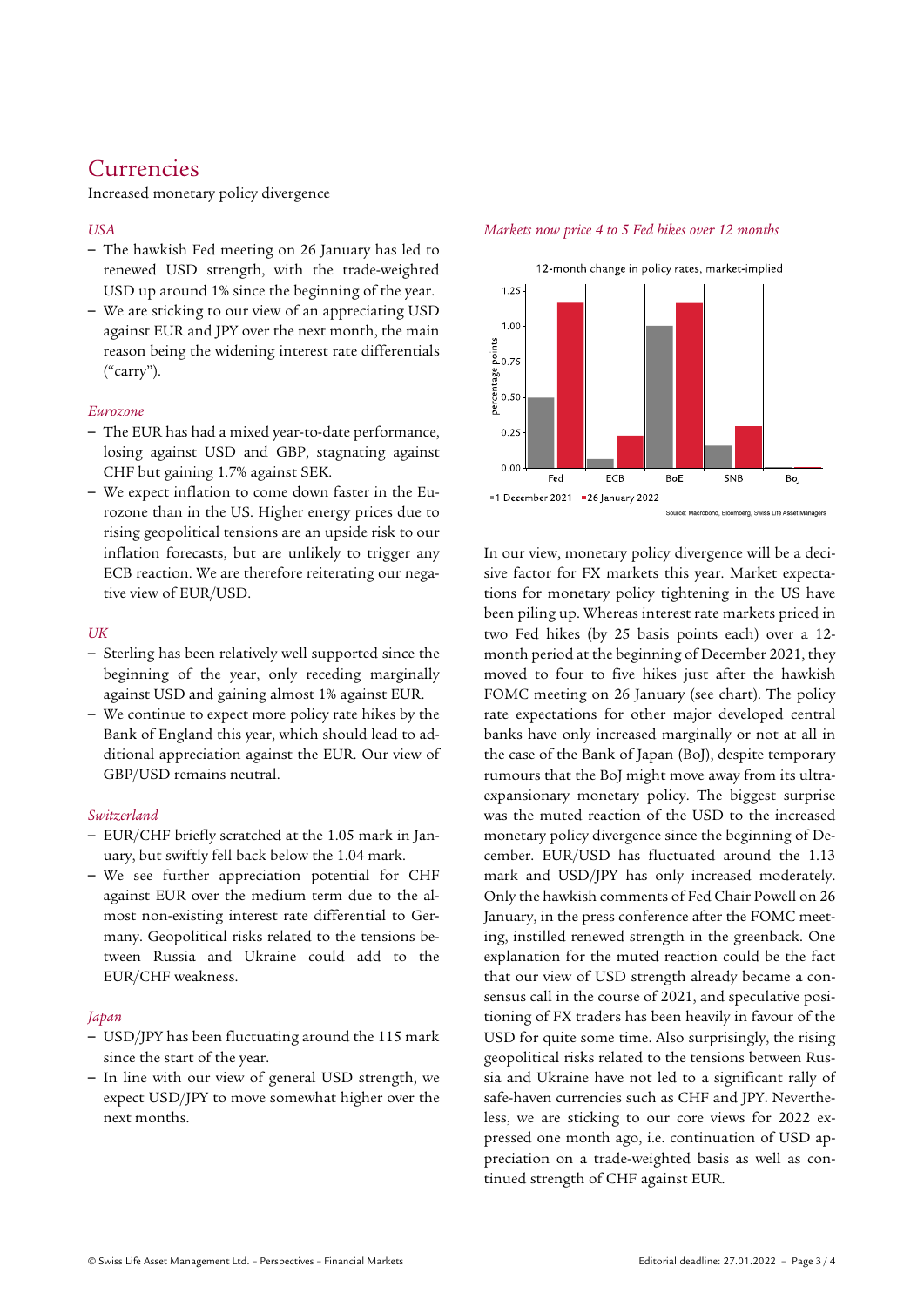# Currencies

Increased monetary policy divergence

*USA*

- The hawkish Fed meeting on 26 January has led to renewed USD strength, with the trade-weighted USD up around 1% since the beginning of the year.
- We are sticking to our view of an appreciating USD against EUR and JPY over the next month, the main reason being the widening interest rate differentials ("carry").

*Eurozone*

- The EUR has had a mixed year-to-date performance, losing against USD and GBP, stagnating against CHF but gaining 1.7% against SEK.
- We expect inflation to come down faster in the Eurozone than in the US. Higher energy prices due to rising geopolitical tensions are an upside risk to our inflation forecasts, but are unlikely to trigger any ECB reaction. We are therefore reiterating our negative view of EUR/USD.

*UK*

- Sterling has been relatively well supported since the beginning of the year, only receding marginally against USD and gaining almost 1% against EUR.
- We continue to expect more policy rate hikes by the Bank of England this year, which should lead to additional appreciation against the EUR. Our view of GBP/USD remains neutral.

*Switzerland*

- EUR/CHF briefly scratched at the 1.05 mark in January, but swiftly fell back below the 1.04 mark.
- We see further appreciation potential for CHF against EUR over the medium term due to the almost non-existing interest rate differential to Germany. Geopolitical risks related to the tensions between Russia and Ukraine could add to the EUR/CHF weakness.

*Japan*

- USD/JPY has been fluctuating around the 115 mark since the start of the year.
- In line with our view of general USD strength, we expect USD/JPY to move somewhat higher over the next months.

*Markets now price 4 to 5 Fed hikes over 12 months*

12-month change in policy rates, market-implied

| | Fed | ECB | BoE | SNB | BoJ |
|---|---|---|---|---|---|
| 1 December 2021 | 0.50 | 0.06 | 1.00 | 0.16 | 0.00 |
| 26 January 2022 | 1.17 | 0.23 | 1.17 | 0.29 | 0.01 |

Source: Macrobond, Bloomberg, Swiss Life Asset Managers

In our view, monetary policy divergence will be a decisive factor for FX markets this year. Market expectations for monetary policy tightening in the US have been piling up. Whereas interest rate markets priced in two Fed hikes (by 25 basis points each) over a 12-month period at the beginning of December 2021, they moved to four to five hikes just after the hawkish FOMC meeting on 26 January (see chart). The policy rate expectations for other major developed central banks have only increased marginally or not at all in the case of the Bank of Japan (BoJ), despite temporary rumours that the BoJ might move away from its ultra-expansionary monetary policy. The biggest surprise was the muted reaction of the USD to the increased monetary policy divergence since the beginning of December. EUR/USD has fluctuated around the 1.13 mark and USD/JPY has only increased moderately. Only the hawkish comments of Fed Chair Powell on 26 January, in the press conference after the FOMC meeting, instilled renewed strength in the greenback. One explanation for the muted reaction could be the fact that our view of USD strength already became a consensus call in the course of 2021, and speculative positioning of FX traders has been heavily in favour of the USD for quite some time. Also surprisingly, the rising geopolitical risks related to the tensions between Russia and Ukraine have not led to a significant rally of safe-haven currencies such as CHF and JPY. Nevertheless, we are sticking to our core views for 2022 expressed one month ago, i.e. continuation of USD appreciation on a trade-weighted basis as well as continued strength of CHF against EUR.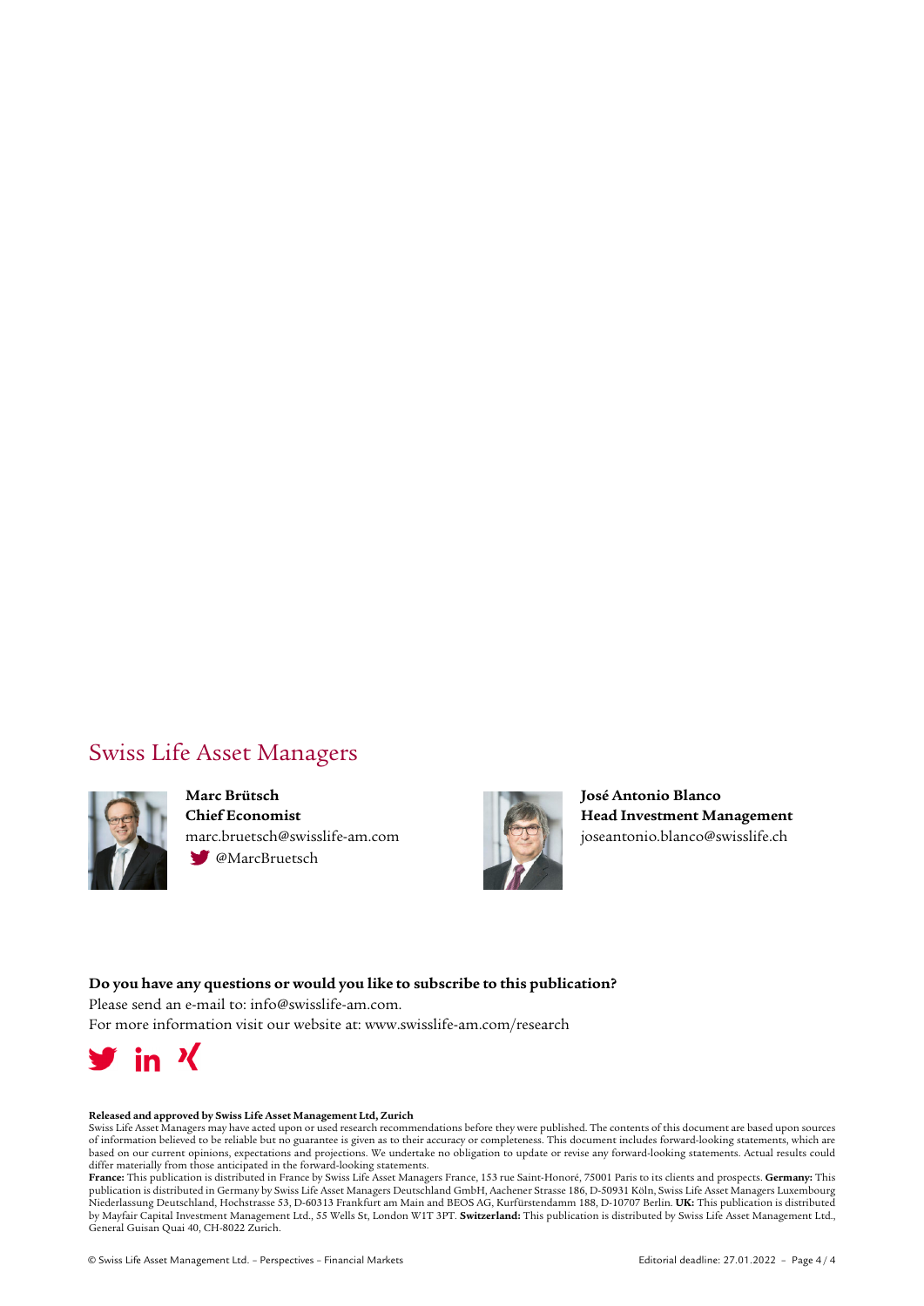## Swiss Life Asset Managers

**Marc Brütsch**
**Chief Economist**
marc.bruetsch@swisslife-am.com
@MarcBruetsch

**José Antonio Blanco**
**Head Investment Management**
joseantonio.blanco@swisslife.ch

**Do you have any questions or would you like to subscribe to this publication?**
Please send an e-mail to: info@swisslife-am.com.
For more information visit our website at: www.swisslife-am.com/research

**Released and approved by Swiss Life Asset Management Ltd, Zurich**
Swiss Life Asset Managers may have acted upon or used research recommendations before they were published. The contents of this document are based upon sources of information believed to be reliable but no guarantee is given as to their accuracy or completeness. This document includes forward-looking statements, which are based on our current opinions, expectations and projections. We undertake no obligation to update or revise any forward-looking statements. Actual results could differ materially from those anticipated in the forward-looking statements.
**France:** This publication is distributed in France by Swiss Life Asset Managers France, 153 rue Saint-Honoré, 75001 Paris to its clients and prospects. **Germany:** This publication is distributed in Germany by Swiss Life Asset Managers Deutschland GmbH, Aachener Strasse 186, D-50931 Köln, Swiss Life Asset Managers Luxembourg Niederlassung Deutschland, Hochstrasse 53, D-60313 Frankfurt am Main and BEOS AG, Kurfürstendamm 188, D-10707 Berlin. **UK:** This publication is distributed by Mayfair Capital Investment Management Ltd., 55 Wells St, London W1T 3PT. **Switzerland:** This publication is distributed by Swiss Life Asset Management Ltd., General Guisan Quai 40, CH-8022 Zurich.

© Swiss Life Asset Management Ltd. – Perspectives – Financial Markets

Editorial deadline: 27.01.2022